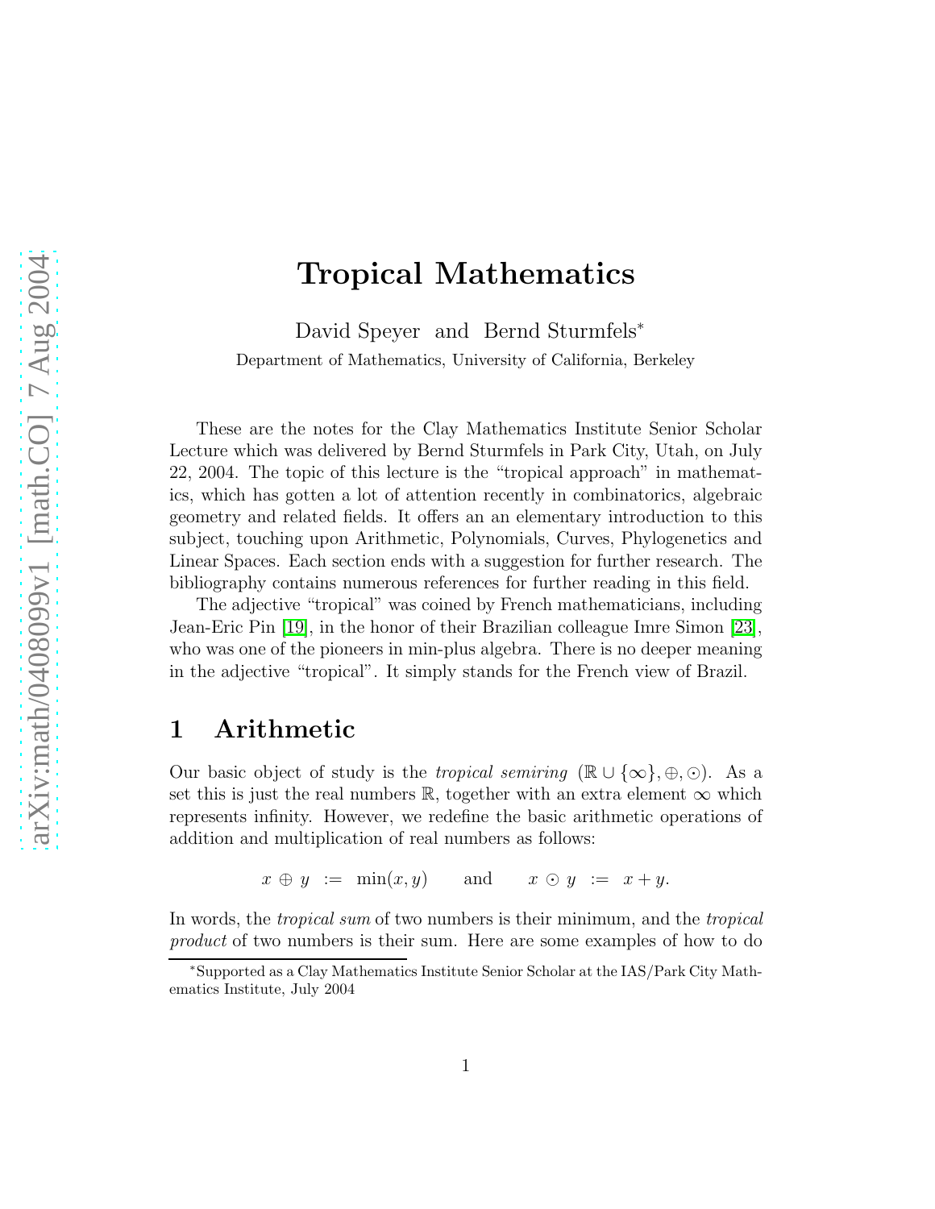# Tropical Mathematics

David Speyer and Bernd Sturmfels*

Department of Mathematics, University of California, Berkeley

These are the notes for the Clay Mathematics Institute Senior Scholar Lecture which was delivered by Bernd Sturmfels in Park City, Utah, on July 22, 2004. The topic of this lecture is the "tropical approach" in mathematics, which has gotten a lot of attention recently in combinatorics, algebraic geometry and related fields. It offers an an elementary introduction to this subject, touching upon Arithmetic, Polynomials, Curves, Phylogenetics and Linear Spaces. Each section ends with a suggestion for further research. The bibliography contains numerous references for further reading in this field.

The adjective "tropical" was coined by French mathematicians, including Jean-Eric Pin [19], in the honor of their Brazilian colleague Imre Simon [23], who was one of the pioneers in min-plus algebra. There is no deeper meaning in the adjective "tropical". It simply stands for the French view of Brazil.

## 1 Arithmetic

Our basic object of study is the *tropical semiring* $(\mathbb{R} \cup \{\infty\}, \oplus, \odot)$. As a set this is just the real numbers $\mathbb{R}$, together with an extra element $\infty$ which represents infinity. However, we redefine the basic arithmetic operations of addition and multiplication of real numbers as follows:

$$x \oplus y \ := \ \min(x, y) \qquad \text{and} \qquad x \odot y \ := \ x + y.$$

In words, the *tropical sum* of two numbers is their minimum, and the *tropical product* of two numbers is their sum. Here are some examples of how to do

*Supported as a Clay Mathematics Institute Senior Scholar at the IAS/Park City Mathematics Institute, July 2004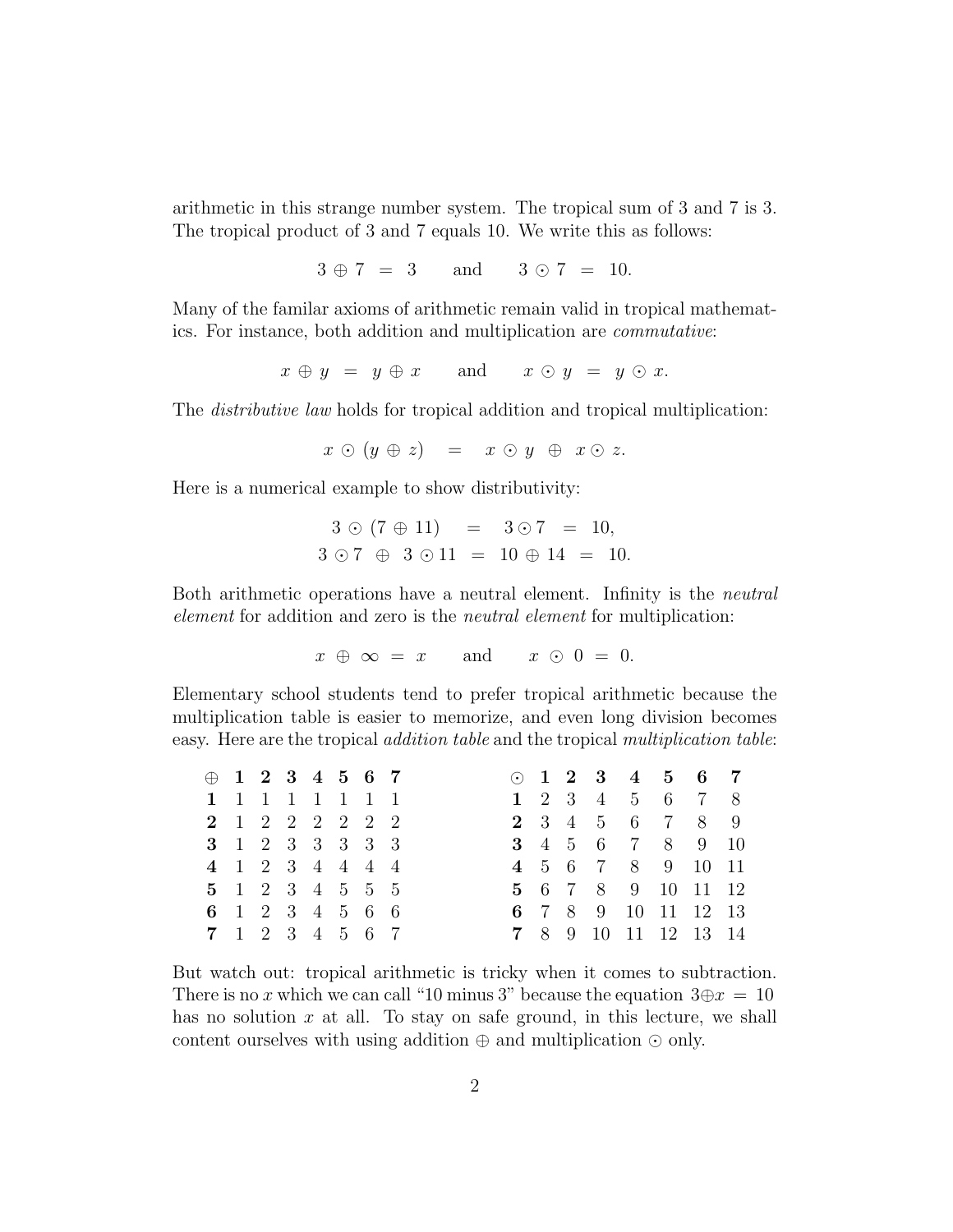arithmetic in this strange number system. The tropical sum of 3 and 7 is 3. The tropical product of 3 and 7 equals 10. We write this as follows:

$$3 \oplus 7 \;=\; 3 \qquad \text{and} \qquad 3 \odot 7 \;=\; 10.$$

Many of the familar axioms of arithmetic remain valid in tropical mathematics. For instance, both addition and multiplication are *commutative*:

$$x \oplus y \;=\; y \oplus x \qquad \text{and} \qquad x \odot y \;=\; y \odot x.$$

The *distributive law* holds for tropical addition and tropical multiplication:

$$x \odot (y \oplus z) \quad = \quad x \odot y \;\oplus\; x \odot z.$$

Here is a numerical example to show distributivity:

$$3 \odot (7 \oplus 11) \quad = \quad 3 \odot 7 \;\;=\;\; 10,$$
$$3 \odot 7 \;\oplus\; 3 \odot 11 \;\;=\;\; 10 \oplus 14 \;\;=\;\; 10.$$

Both arithmetic operations have a neutral element. Infinity is the *neutral element* for addition and zero is the *neutral element* for multiplication:

$$x \;\oplus\; \infty \;=\; x \qquad \text{and} \qquad x \;\odot\; 0 \;=\; 0.$$

Elementary school students tend to prefer tropical arithmetic because the multiplication table is easier to memorize, and even long division becomes easy. Here are the tropical *addition table* and the tropical *multiplication table*:

| $\oplus$ | **1** | **2** | **3** | **4** | **5** | **6** | **7** |
|---|---|---|---|---|---|---|---|
| **1** | 1 | 1 | 1 | 1 | 1 | 1 | 1 |
| **2** | 1 | 2 | 2 | 2 | 2 | 2 | 2 |
| **3** | 1 | 2 | 3 | 3 | 3 | 3 | 3 |
| **4** | 1 | 2 | 3 | 4 | 4 | 4 | 4 |
| **5** | 1 | 2 | 3 | 4 | 5 | 5 | 5 |
| **6** | 1 | 2 | 3 | 4 | 5 | 6 | 6 |
| **7** | 1 | 2 | 3 | 4 | 5 | 6 | 7 |

| $\odot$ | **1** | **2** | **3** | **4** | **5** | **6** | **7** |
|---|---|---|---|---|---|---|---|
| **1** | 2 | 3 | 4 | 5 | 6 | 7 | 8 |
| **2** | 3 | 4 | 5 | 6 | 7 | 8 | 9 |
| **3** | 4 | 5 | 6 | 7 | 8 | 9 | 10 |
| **4** | 5 | 6 | 7 | 8 | 9 | 10 | 11 |
| **5** | 6 | 7 | 8 | 9 | 10 | 11 | 12 |
| **6** | 7 | 8 | 9 | 10 | 11 | 12 | 13 |
| **7** | 8 | 9 | 10 | 11 | 12 | 13 | 14 |

But watch out: tropical arithmetic is tricky when it comes to subtraction. There is no $x$ which we can call "10 minus 3" because the equation $3 \oplus x \;=\; 10$ has no solution $x$ at all. To stay on safe ground, in this lecture, we shall content ourselves with using addition $\oplus$ and multiplication $\odot$ only.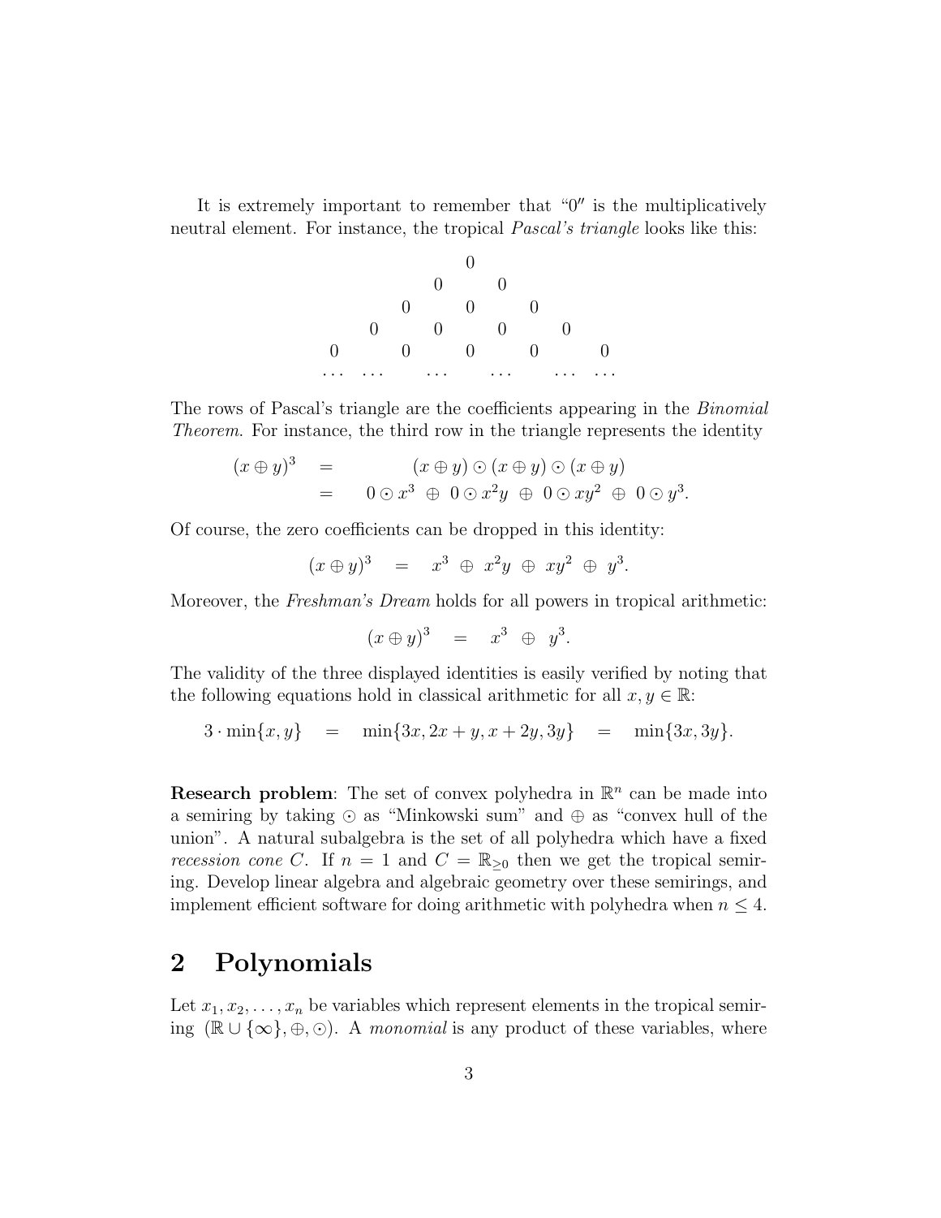It is extremely important to remember that "0″ is the multiplicatively neutral element. For instance, the tropical *Pascal's triangle* looks like this:

$$
\begin{array}{ccccccccc}
 & & & & 0 & & & & \\
 & & & 0 & & 0 & & & \\
 & & 0 & & 0 & & 0 & & \\
 & 0 & & 0 & & 0 & & 0 & \\
0 & & 0 & & 0 & & 0 & & 0 \\
\cdots & \cdots & & \cdots & & \cdots & & \cdots & \cdots
\end{array}
$$

The rows of Pascal's triangle are the coefficients appearing in the *Binomial Theorem*. For instance, the third row in the triangle represents the identity

$$
\begin{aligned}
(x \oplus y)^3 \quad &= \quad (x \oplus y) \odot (x \oplus y) \odot (x \oplus y) \\
&= \quad 0 \odot x^3 \;\oplus\; 0 \odot x^2 y \;\oplus\; 0 \odot xy^2 \;\oplus\; 0 \odot y^3.
\end{aligned}
$$

Of course, the zero coefficients can be dropped in this identity:

$$(x \oplus y)^3 \quad = \quad x^3 \;\oplus\; x^2 y \;\oplus\; xy^2 \;\oplus\; y^3.$$

Moreover, the *Freshman's Dream* holds for all powers in tropical arithmetic:

$$(x \oplus y)^3 \quad = \quad x^3 \;\oplus\; y^3.$$

The validity of the three displayed identities is easily verified by noting that the following equations hold in classical arithmetic for all $x, y \in \mathbb{R}$:

$$3 \cdot \min\{x, y\} \quad = \quad \min\{3x, 2x + y, x + 2y, 3y\} \quad = \quad \min\{3x, 3y\}.$$

**Research problem**: The set of convex polyhedra in $\mathbb{R}^n$ can be made into a semiring by taking $\odot$ as "Minkowski sum" and $\oplus$ as "convex hull of the union". A natural subalgebra is the set of all polyhedra which have a fixed *recession cone* $C$. If $n = 1$ and $C = \mathbb{R}_{\geq 0}$ then we get the tropical semiring. Develop linear algebra and algebraic geometry over these semirings, and implement efficient software for doing arithmetic with polyhedra when $n \leq 4$.

## 2 Polynomials

Let $x_1, x_2, \ldots, x_n$ be variables which represent elements in the tropical semiring $(\mathbb{R} \cup \{\infty\}, \oplus, \odot)$. A *monomial* is any product of these variables, where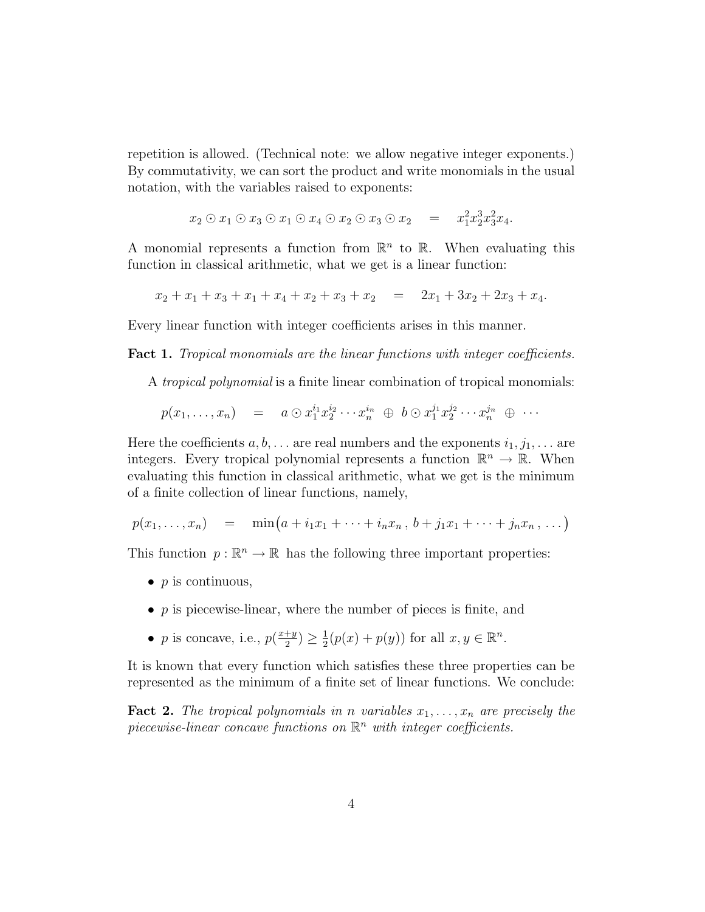repetition is allowed. (Technical note: we allow negative integer exponents.) By commutativity, we can sort the product and write monomials in the usual notation, with the variables raised to exponents:

$$x_2 \odot x_1 \odot x_3 \odot x_1 \odot x_4 \odot x_2 \odot x_3 \odot x_2 \quad = \quad x_1^2 x_2^3 x_3^2 x_4.$$

A monomial represents a function from $\mathbb{R}^n$ to $\mathbb{R}$. When evaluating this function in classical arithmetic, what we get is a linear function:

$$x_2 + x_1 + x_3 + x_1 + x_4 + x_2 + x_3 + x_2 \quad = \quad 2x_1 + 3x_2 + 2x_3 + x_4.$$

Every linear function with integer coefficients arises in this manner.

**Fact 1.** *Tropical monomials are the linear functions with integer coefficients.*

A *tropical polynomial* is a finite linear combination of tropical monomials:

$$p(x_1, \ldots, x_n) \quad = \quad a \odot x_1^{i_1} x_2^{i_2} \cdots x_n^{i_n} \;\oplus\; b \odot x_1^{j_1} x_2^{j_2} \cdots x_n^{j_n} \;\oplus\; \cdots$$

Here the coefficients $a, b, \ldots$ are real numbers and the exponents $i_1, j_1, \ldots$ are integers. Every tropical polynomial represents a function $\mathbb{R}^n \to \mathbb{R}$. When evaluating this function in classical arithmetic, what we get is the minimum of a finite collection of linear functions, namely,

$$p(x_1, \ldots, x_n) \quad = \quad \min\big(a + i_1 x_1 + \cdots + i_n x_n \,,\, b + j_1 x_1 + \cdots + j_n x_n \,,\, \ldots\big)$$

This function $p : \mathbb{R}^n \to \mathbb{R}$ has the following three important properties:

- $p$ is continuous,
- $p$ is piecewise-linear, where the number of pieces is finite, and
- $p$ is concave, i.e., $p(\frac{x+y}{2}) \geq \frac{1}{2}(p(x) + p(y))$ for all $x, y \in \mathbb{R}^n$.

It is known that every function which satisfies these three properties can be represented as the minimum of a finite set of linear functions. We conclude:

**Fact 2.** *The tropical polynomials in $n$ variables $x_1, \ldots, x_n$ are precisely the piecewise-linear concave functions on $\mathbb{R}^n$ with integer coefficients.*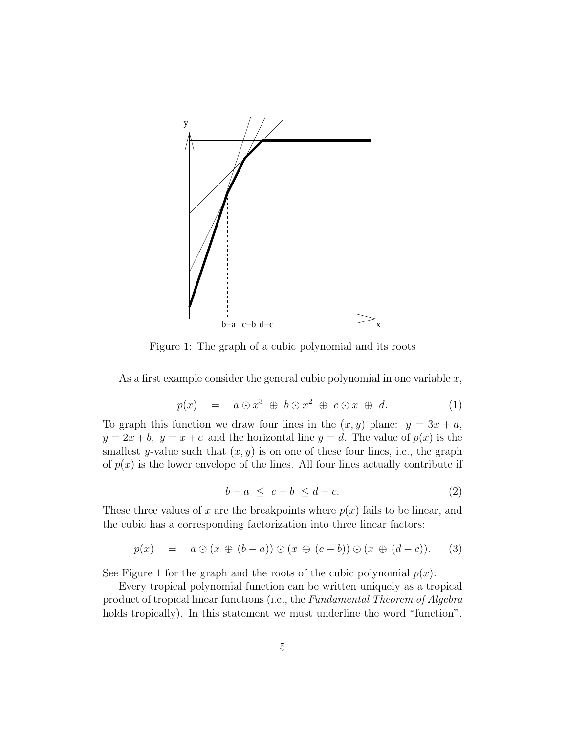Figure 1: The graph of a cubic polynomial and its roots

As a first example consider the general cubic polynomial in one variable $x$,

$$p(x) \quad = \quad a \odot x^3 \;\oplus\; b \odot x^2 \;\oplus\; c \odot x \;\oplus\; d. \tag{1}$$

To graph this function we draw four lines in the $(x, y)$ plane: $y = 3x + a$, $y = 2x + b$, $y = x + c$ and the horizontal line $y = d$. The value of $p(x)$ is the smallest $y$-value such that $(x, y)$ is on one of these four lines, i.e., the graph of $p(x)$ is the lower envelope of the lines. All four lines actually contribute if

$$b - a \;\leq\; c - b \;\leq d - c. \tag{2}$$

These three values of $x$ are the breakpoints where $p(x)$ fails to be linear, and the cubic has a corresponding factorization into three linear factors:

$$p(x) \quad = \quad a \odot (x \,\oplus\, (b - a)) \odot (x \,\oplus\, (c - b)) \odot (x \,\oplus\, (d - c)). \tag{3}$$

See Figure 1 for the graph and the roots of the cubic polynomial $p(x)$.

Every tropical polynomial function can be written uniquely as a tropical product of tropical linear functions (i.e., the *Fundamental Theorem of Algebra* holds tropically). In this statement we must underline the word "function".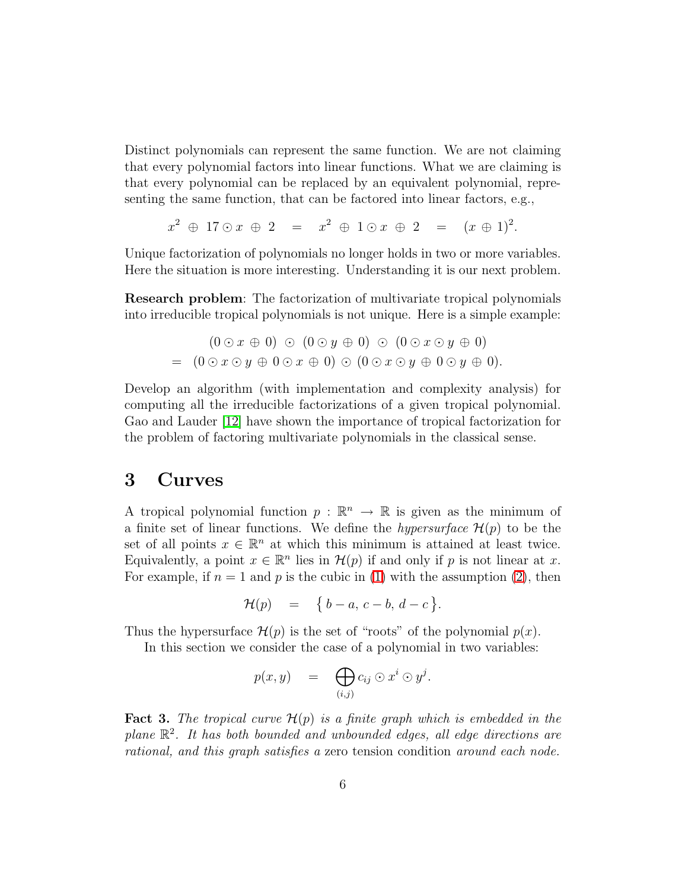Distinct polynomials can represent the same function. We are not claiming that every polynomial factors into linear functions. What we are claiming is that every polynomial can be replaced by an equivalent polynomial, representing the same function, that can be factored into linear factors, e.g.,

$$x^2 \;\oplus\; 17 \odot x \;\oplus\; 2 \quad = \quad x^2 \;\oplus\; 1 \odot x \;\oplus\; 2 \quad = \quad (x \oplus 1)^2.$$

Unique factorization of polynomials no longer holds in two or more variables. Here the situation is more interesting. Understanding it is our next problem.

**Research problem**: The factorization of multivariate tropical polynomials into irreducible tropical polynomials is not unique. Here is a simple example:

$$\begin{aligned} & (0 \odot x \oplus 0) \;\odot\; (0 \odot y \oplus 0) \;\odot\; (0 \odot x \odot y \oplus 0) \\ = \;\; & (0 \odot x \odot y \oplus 0 \odot x \oplus 0) \odot (0 \odot x \odot y \oplus 0 \odot y \oplus 0). \end{aligned}$$

Develop an algorithm (with implementation and complexity analysis) for computing all the irreducible factorizations of a given tropical polynomial. Gao and Lauder [12] have shown the importance of tropical factorization for the problem of factoring multivariate polynomials in the classical sense.

# 3 Curves

A tropical polynomial function $p : \mathbb{R}^n \to \mathbb{R}$ is given as the minimum of a finite set of linear functions. We define the *hypersurface* $\mathcal{H}(p)$ to be the set of all points $x \in \mathbb{R}^n$ at which this minimum is attained at least twice. Equivalently, a point $x \in \mathbb{R}^n$ lies in $\mathcal{H}(p)$ if and only if $p$ is not linear at $x$. For example, if $n = 1$ and $p$ is the cubic in (1) with the assumption (2), then

$$\mathcal{H}(p) \quad = \quad \big\{ \, b-a, \; c-b, \; d-c \, \big\}.$$

Thus the hypersurface $\mathcal{H}(p)$ is the set of "roots" of the polynomial $p(x)$.

In this section we consider the case of a polynomial in two variables:

$$p(x,y) \quad = \quad \bigoplus_{(i,j)} c_{ij} \odot x^i \odot y^j.$$

**Fact 3.** *The tropical curve $\mathcal{H}(p)$ is a finite graph which is embedded in the plane $\mathbb{R}^2$. It has both bounded and unbounded edges, all edge directions are rational, and this graph satisfies a* zero tension condition *around each node.*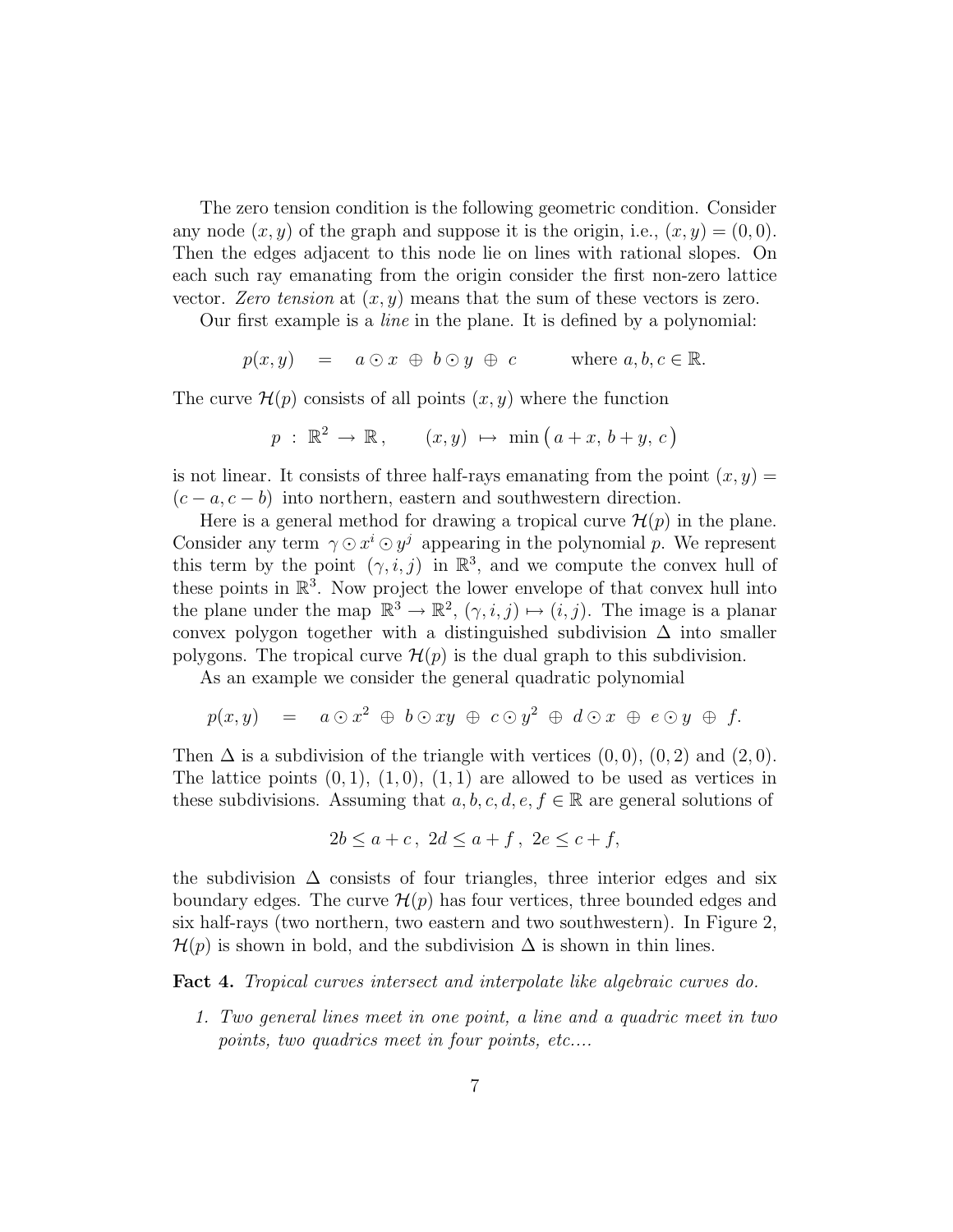The zero tension condition is the following geometric condition. Consider any node $(x, y)$ of the graph and suppose it is the origin, i.e., $(x, y) = (0, 0)$. Then the edges adjacent to this node lie on lines with rational slopes. On each such ray emanating from the origin consider the first non-zero lattice vector. *Zero tension* at $(x, y)$ means that the sum of these vectors is zero.

Our first example is a *line* in the plane. It is defined by a polynomial:

$$p(x, y) \quad = \quad a \odot x \; \oplus \; b \odot y \; \oplus \; c \qquad \text{where } a, b, c \in \mathbb{R}.$$

The curve $\mathcal{H}(p)$ consists of all points $(x, y)$ where the function

$$p \; : \; \mathbb{R}^2 \to \mathbb{R}, \qquad (x, y) \; \mapsto \; \min\big( a + x, \, b + y, \, c \big)$$

is not linear. It consists of three half-rays emanating from the point $(x, y) = (c - a, c - b)$ into northern, eastern and southwestern direction.

Here is a general method for drawing a tropical curve $\mathcal{H}(p)$ in the plane. Consider any term $\gamma \odot x^i \odot y^j$ appearing in the polynomial $p$. We represent this term by the point $(\gamma, i, j)$ in $\mathbb{R}^3$, and we compute the convex hull of these points in $\mathbb{R}^3$. Now project the lower envelope of that convex hull into the plane under the map $\mathbb{R}^3 \to \mathbb{R}^2$, $(\gamma, i, j) \mapsto (i, j)$. The image is a planar convex polygon together with a distinguished subdivision $\Delta$ into smaller polygons. The tropical curve $\mathcal{H}(p)$ is the dual graph to this subdivision.

As an example we consider the general quadratic polynomial

$$p(x, y) \quad = \quad a \odot x^2 \; \oplus \; b \odot xy \; \oplus \; c \odot y^2 \; \oplus \; d \odot x \; \oplus \; e \odot y \; \oplus \; f.$$

Then $\Delta$ is a subdivision of the triangle with vertices $(0, 0)$, $(0, 2)$ and $(2, 0)$. The lattice points $(0, 1)$, $(1, 0)$, $(1, 1)$ are allowed to be used as vertices in these subdivisions. Assuming that $a, b, c, d, e, f \in \mathbb{R}$ are general solutions of

$$2b \leq a + c \, , \;\; 2d \leq a + f \; , \;\; 2e \leq c + f,$$

the subdivision $\Delta$ consists of four triangles, three interior edges and six boundary edges. The curve $\mathcal{H}(p)$ has four vertices, three bounded edges and six half-rays (two northern, two eastern and two southwestern). In Figure 2, $\mathcal{H}(p)$ is shown in bold, and the subdivision $\Delta$ is shown in thin lines.

**Fact 4.** *Tropical curves intersect and interpolate like algebraic curves do.*

1. *Two general lines meet in one point, a line and a quadric meet in two points, two quadrics meet in four points, etc....*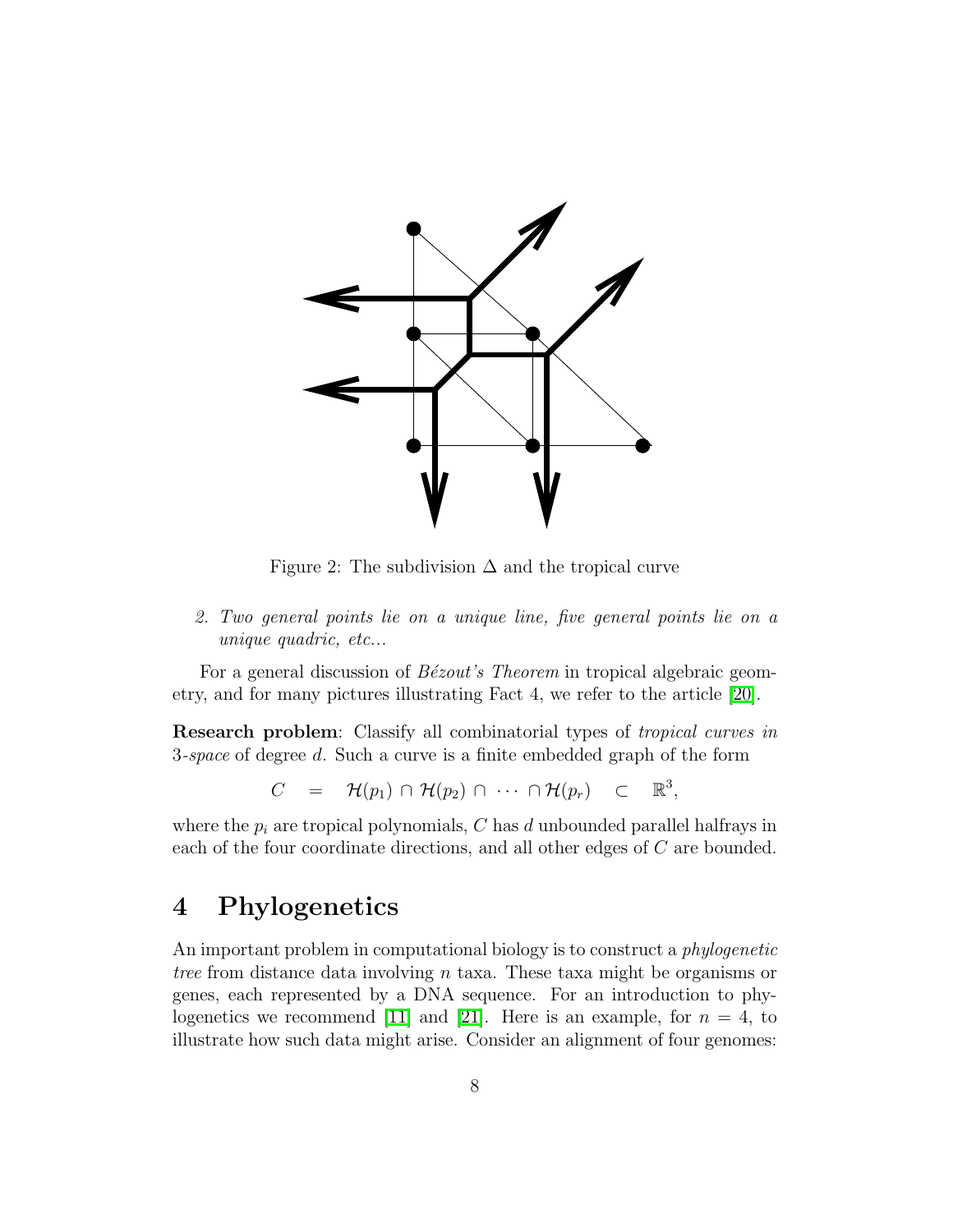Figure 2: The subdivision $\Delta$ and the tropical curve

2. *Two general points lie on a unique line, five general points lie on a unique quadric, etc...*

For a general discussion of *Bézout's Theorem* in tropical algebraic geometry, and for many pictures illustrating Fact 4, we refer to the article [20].

**Research problem**: Classify all combinatorial types of *tropical curves in* 3*-space* of degree $d$. Such a curve is a finite embedded graph of the form

$$C \quad = \quad \mathcal{H}(p_1) \cap \mathcal{H}(p_2) \cap \cdots \cap \mathcal{H}(p_r) \quad \subset \quad \mathbb{R}^3,$$

where the $p_i$ are tropical polynomials, $C$ has $d$ unbounded parallel halfrays in each of the four coordinate directions, and all other edges of $C$ are bounded.

# 4 Phylogenetics

An important problem in computational biology is to construct a *phylogenetic tree* from distance data involving $n$ taxa. These taxa might be organisms or genes, each represented by a DNA sequence. For an introduction to phylogenetics we recommend [11] and [21]. Here is an example, for $n = 4$, to illustrate how such data might arise. Consider an alignment of four genomes: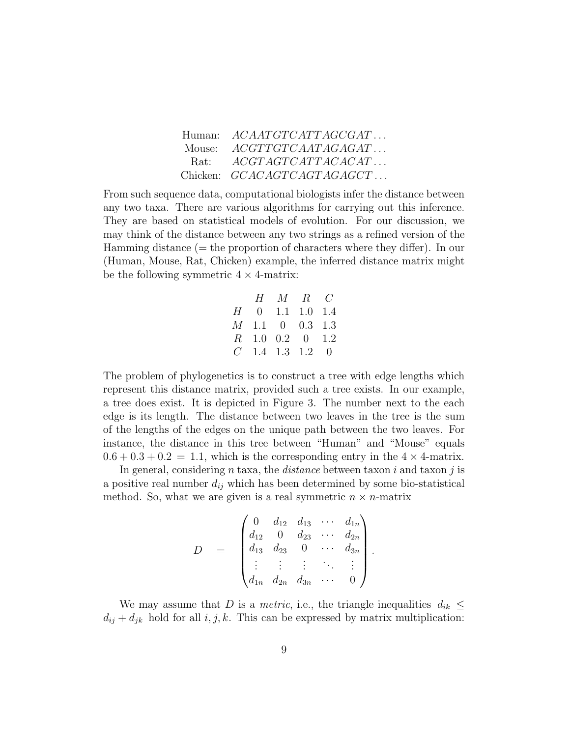| | |
|---|---|
| Human: | $ACAATGTCATTAGCGAT\ldots$ |
| Mouse: | $ACGTTGTCAATAGAGAT\ldots$ |
| Rat: | $ACGTAGTCATTACACAT\ldots$ |
| Chicken: | $GCACAGTCAGTAGAGCT\ldots$ |

From such sequence data, computational biologists infer the distance between any two taxa. There are various algorithms for carrying out this inference. They are based on statistical models of evolution. For our discussion, we may think of the distance between any two strings as a refined version of the Hamming distance (= the proportion of characters where they differ). In our (Human, Mouse, Rat, Chicken) example, the inferred distance matrix might be the following symmetric $4 \times 4$-matrix:

| | $H$ | $M$ | $R$ | $C$ |
|---|---|---|---|---|
| $H$ | 0 | 1.1 | 1.0 | 1.4 |
| $M$ | 1.1 | 0 | 0.3 | 1.3 |
| $R$ | 1.0 | 0.2 | 0 | 1.2 |
| $C$ | 1.4 | 1.3 | 1.2 | 0 |

The problem of phylogenetics is to construct a tree with edge lengths which represent this distance matrix, provided such a tree exists. In our example, a tree does exist. It is depicted in Figure 3. The number next to the each edge is its length. The distance between two leaves in the tree is the sum of the lengths of the edges on the unique path between the two leaves. For instance, the distance in this tree between "Human" and "Mouse" equals $0.6 + 0.3 + 0.2 = 1.1$, which is the corresponding entry in the $4 \times 4$-matrix.

In general, considering $n$ taxa, the *distance* between taxon $i$ and taxon $j$ is a positive real number $d_{ij}$ which has been determined by some bio-statistical method. So, what we are given is a real symmetric $n \times n$-matrix

$$D \quad = \quad \begin{pmatrix} 0 & d_{12} & d_{13} & \cdots & d_{1n} \\ d_{12} & 0 & d_{23} & \cdots & d_{2n} \\ d_{13} & d_{23} & 0 & \cdots & d_{3n} \\ \vdots & \vdots & \vdots & \ddots & \vdots \\ d_{1n} & d_{2n} & d_{3n} & \cdots & 0 \end{pmatrix}.$$

We may assume that $D$ is a *metric*, i.e., the triangle inequalities $d_{ik} \leq d_{ij} + d_{jk}$ hold for all $i, j, k$. This can be expressed by matrix multiplication: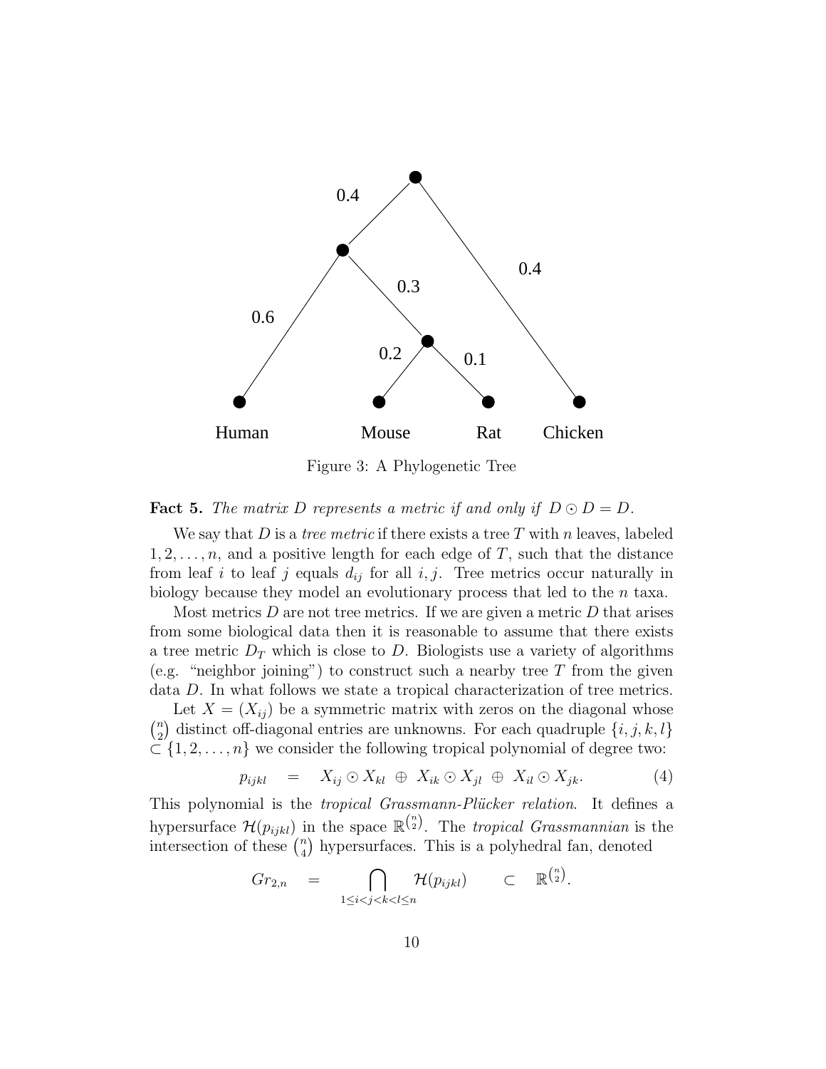Figure 3: A Phylogenetic Tree

**Fact 5.** *The matrix $D$ represents a metric if and only if $D \odot D = D$.*

We say that $D$ is a *tree metric* if there exists a tree $T$ with $n$ leaves, labeled $1, 2, \ldots, n$, and a positive length for each edge of $T$, such that the distance from leaf $i$ to leaf $j$ equals $d_{ij}$ for all $i, j$. Tree metrics occur naturally in biology because they model an evolutionary process that led to the $n$ taxa.

Most metrics $D$ are not tree metrics. If we are given a metric $D$ that arises from some biological data then it is reasonable to assume that there exists a tree metric $D_T$ which is close to $D$. Biologists use a variety of algorithms (e.g. "neighbor joining") to construct such a nearby tree $T$ from the given data $D$. In what follows we state a tropical characterization of tree metrics.

Let $X = (X_{ij})$ be a symmetric matrix with zeros on the diagonal whose $\binom{n}{2}$ distinct off-diagonal entries are unknowns. For each quadruple $\{i, j, k, l\} \subset \{1, 2, \ldots, n\}$ we consider the following tropical polynomial of degree two:

$$p_{ijkl} \quad = \quad X_{ij} \odot X_{kl} \;\oplus\; X_{ik} \odot X_{jl} \;\oplus\; X_{il} \odot X_{jk}. \tag{4}$$

This polynomial is the *tropical Grassmann-Plücker relation*. It defines a hypersurface $\mathcal{H}(p_{ijkl})$ in the space $\mathbb{R}^{\binom{n}{2}}$. The *tropical Grassmannian* is the intersection of these $\binom{n}{4}$ hypersurfaces. This is a polyhedral fan, denoted

$$Gr_{2,n} \quad = \quad \bigcap_{1 \leq i < j < k < l \leq n} \mathcal{H}(p_{ijkl}) \qquad \subset \quad \mathbb{R}^{\binom{n}{2}}.$$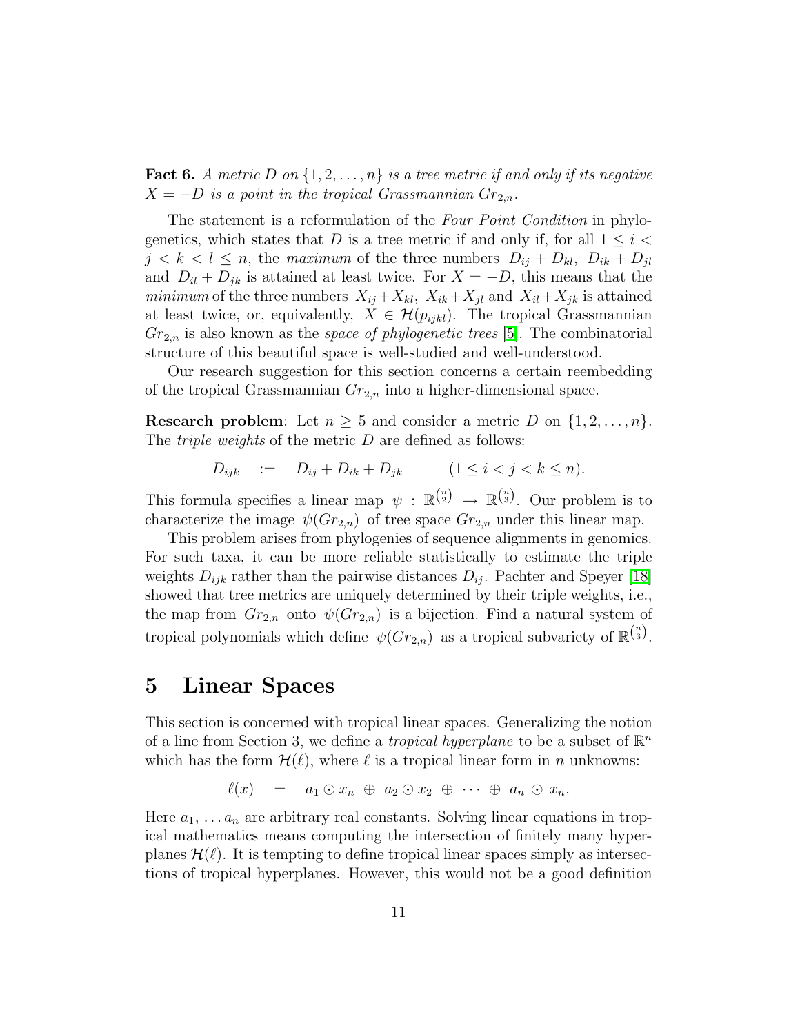**Fact 6.** *A metric $D$ on $\{1, 2, \ldots, n\}$ is a tree metric if and only if its negative $X = -D$ is a point in the tropical Grassmannian $Gr_{2,n}$.*

The statement is a reformulation of the *Four Point Condition* in phylogenetics, which states that $D$ is a tree metric if and only if, for all $1 \leq i < j < k < l \leq n$, the *maximum* of the three numbers $D_{ij} + D_{kl}$, $D_{ik} + D_{jl}$ and $D_{il} + D_{jk}$ is attained at least twice. For $X = -D$, this means that the *minimum* of the three numbers $X_{ij} + X_{kl}$, $X_{ik} + X_{jl}$ and $X_{il} + X_{jk}$ is attained at least twice, or, equivalently, $X \in \mathcal{H}(p_{ijkl})$. The tropical Grassmannian $Gr_{2,n}$ is also known as the *space of phylogenetic trees* [5]. The combinatorial structure of this beautiful space is well-studied and well-understood.

Our research suggestion for this section concerns a certain reembedding of the tropical Grassmannian $Gr_{2,n}$ into a higher-dimensional space.

**Research problem**: Let $n \geq 5$ and consider a metric $D$ on $\{1, 2, \ldots, n\}$. The *triple weights* of the metric $D$ are defined as follows:

$$D_{ijk} \quad := \quad D_{ij} + D_{ik} + D_{jk} \qquad (1 \leq i < j < k \leq n).$$

This formula specifies a linear map $\psi : \mathbb{R}^{\binom{n}{2}} \rightarrow \mathbb{R}^{\binom{n}{3}}$. Our problem is to characterize the image $\psi(Gr_{2,n})$ of tree space $Gr_{2,n}$ under this linear map.

This problem arises from phylogenies of sequence alignments in genomics. For such taxa, it can be more reliable statistically to estimate the triple weights $D_{ijk}$ rather than the pairwise distances $D_{ij}$. Pachter and Speyer [18] showed that tree metrics are uniquely determined by their triple weights, i.e., the map from $Gr_{2,n}$ onto $\psi(Gr_{2,n})$ is a bijection. Find a natural system of tropical polynomials which define $\psi(Gr_{2,n})$ as a tropical subvariety of $\mathbb{R}^{\binom{n}{3}}$.

# 5 Linear Spaces

This section is concerned with tropical linear spaces. Generalizing the notion of a line from Section 3, we define a *tropical hyperplane* to be a subset of $\mathbb{R}^n$ which has the form $\mathcal{H}(\ell)$, where $\ell$ is a tropical linear form in $n$ unknowns:

$$\ell(x) \quad = \quad a_1 \odot x_n \;\oplus\; a_2 \odot x_2 \;\oplus\; \cdots \;\oplus\; a_n \odot x_n.$$

Here $a_1, \ldots a_n$ are arbitrary real constants. Solving linear equations in tropical mathematics means computing the intersection of finitely many hyperplanes $\mathcal{H}(\ell)$. It is tempting to define tropical linear spaces simply as intersections of tropical hyperplanes. However, this would not be a good definition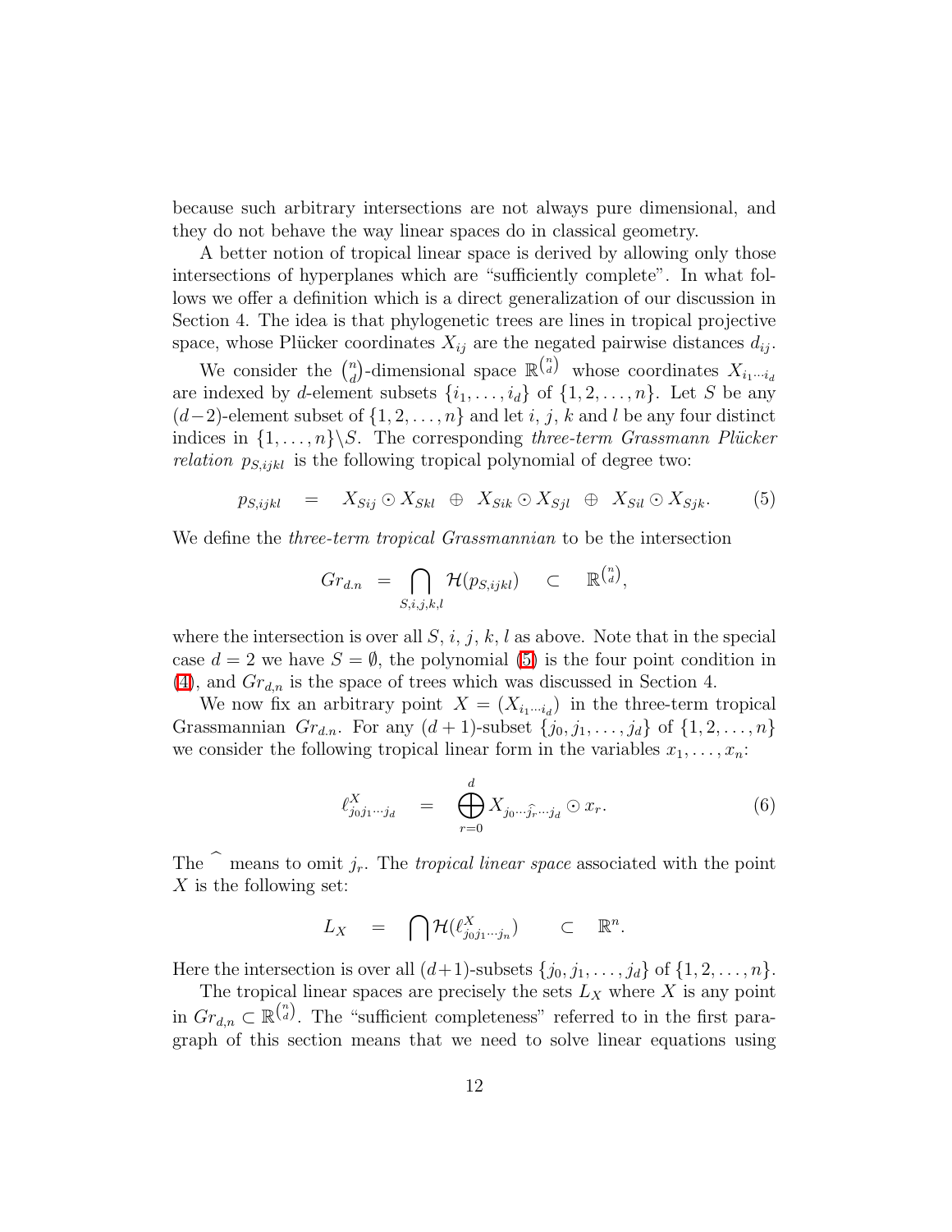because such arbitrary intersections are not always pure dimensional, and they do not behave the way linear spaces do in classical geometry.

A better notion of tropical linear space is derived by allowing only those intersections of hyperplanes which are "sufficiently complete". In what follows we offer a definition which is a direct generalization of our discussion in Section 4. The idea is that phylogenetic trees are lines in tropical projective space, whose Plücker coordinates $X_{ij}$ are the negated pairwise distances $d_{ij}$.

We consider the $\binom{n}{d}$-dimensional space $\mathbb{R}^{\binom{n}{d}}$ whose coordinates $X_{i_1 \cdots i_d}$ are indexed by $d$-element subsets $\{i_1, \ldots, i_d\}$ of $\{1, 2, \ldots, n\}$. Let $S$ be any $(d-2)$-element subset of $\{1, 2, \ldots, n\}$ and let $i$, $j$, $k$ and $l$ be any four distinct indices in $\{1, \ldots, n\} \backslash S$. The corresponding *three-term Grassmann Plücker relation* $p_{S,ijkl}$ is the following tropical polynomial of degree two:

$$p_{S,ijkl} \quad = \quad X_{Sij} \odot X_{Skl} \;\oplus\; X_{Sik} \odot X_{Sjl} \;\oplus\; X_{Sil} \odot X_{Sjk}. \qquad (5)$$

We define the *three-term tropical Grassmannian* to be the intersection

$$Gr_{d.n} \;=\; \bigcap_{S,i,j,k,l} \mathcal{H}(p_{S,ijkl}) \quad \subset \quad \mathbb{R}^{\binom{n}{d}},$$

where the intersection is over all $S$, $i$, $j$, $k$, $l$ as above. Note that in the special case $d = 2$ we have $S = \emptyset$, the polynomial (5) is the four point condition in (4), and $Gr_{d,n}$ is the space of trees which was discussed in Section 4.

We now fix an arbitrary point $X = (X_{i_1 \cdots i_d})$ in the three-term tropical Grassmannian $Gr_{d.n}$. For any $(d+1)$-subset $\{j_0, j_1, \ldots, j_d\}$ of $\{1, 2, \ldots, n\}$ we consider the following tropical linear form in the variables $x_1, \ldots, x_n$:

$$\ell^X_{j_0 j_1 \cdots j_d} \quad = \quad \bigoplus_{r=0}^{d} X_{j_0 \cdots \widehat{j_r} \cdots j_d} \odot x_r. \qquad (6)$$

The $\widehat{\ }$ means to omit $j_r$. The *tropical linear space* associated with the point $X$ is the following set:

$$L_X \quad = \quad \bigcap \mathcal{H}(\ell^X_{j_0 j_1 \cdots j_n}) \qquad \subset \quad \mathbb{R}^n.$$

Here the intersection is over all $(d+1)$-subsets $\{j_0, j_1, \ldots, j_d\}$ of $\{1, 2, \ldots, n\}$.

The tropical linear spaces are precisely the sets $L_X$ where $X$ is any point in $Gr_{d,n} \subset \mathbb{R}^{\binom{n}{d}}$. The "sufficient completeness" referred to in the first paragraph of this section means that we need to solve linear equations using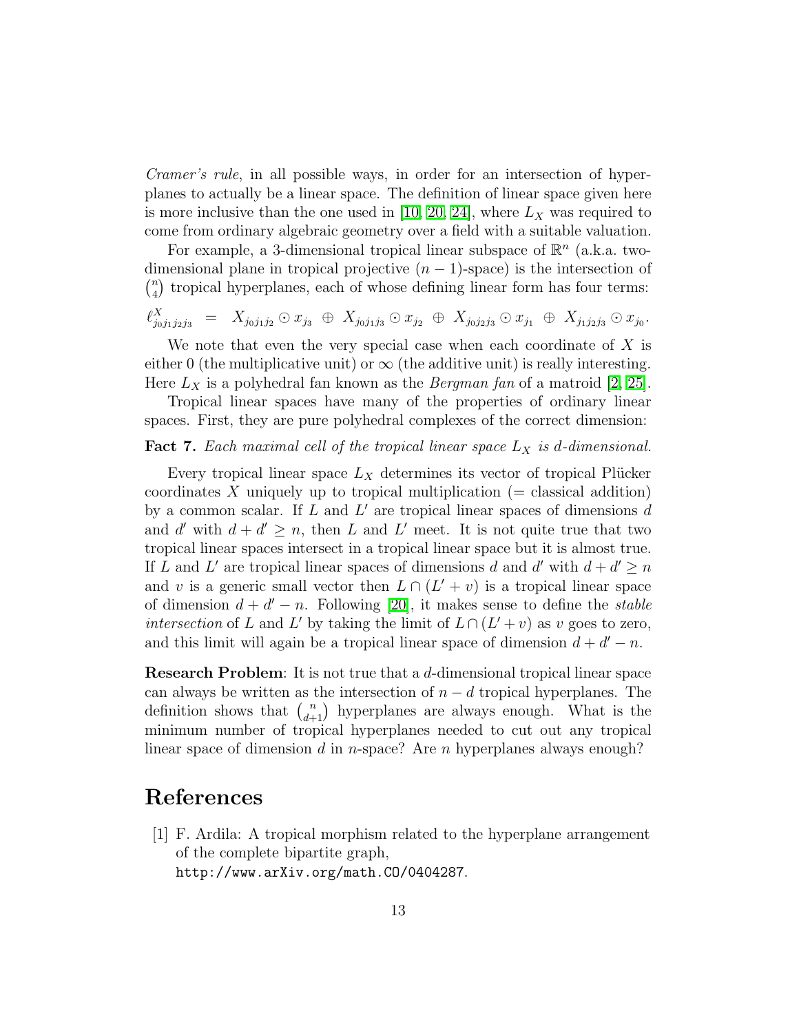*Cramer's rule*, in all possible ways, in order for an intersection of hyperplanes to actually be a linear space. The definition of linear space given here is more inclusive than the one used in [10, 20, 24], where $L_X$ was required to come from ordinary algebraic geometry over a field with a suitable valuation.

For example, a 3-dimensional tropical linear subspace of $\mathbb{R}^n$ (a.k.a. two-dimensional plane in tropical projective $(n-1)$-space) is the intersection of $\binom{n}{4}$ tropical hyperplanes, each of whose defining linear form has four terms:

$$\ell^X_{j_0 j_1 j_2 j_3} \;=\; X_{j_0 j_1 j_2} \odot x_{j_3} \;\oplus\; X_{j_0 j_1 j_3} \odot x_{j_2} \;\oplus\; X_{j_0 j_2 j_3} \odot x_{j_1} \;\oplus\; X_{j_1 j_2 j_3} \odot x_{j_0}.$$

We note that even the very special case when each coordinate of $X$ is either 0 (the multiplicative unit) or $\infty$ (the additive unit) is really interesting. Here $L_X$ is a polyhedral fan known as the *Bergman fan* of a matroid [2, 25].

Tropical linear spaces have many of the properties of ordinary linear spaces. First, they are pure polyhedral complexes of the correct dimension:

**Fact 7.** *Each maximal cell of the tropical linear space $L_X$ is $d$-dimensional.*

Every tropical linear space $L_X$ determines its vector of tropical Plücker coordinates $X$ uniquely up to tropical multiplication (= classical addition) by a common scalar. If $L$ and $L'$ are tropical linear spaces of dimensions $d$ and $d'$ with $d + d' \geq n$, then $L$ and $L'$ meet. It is not quite true that two tropical linear spaces intersect in a tropical linear space but it is almost true. If $L$ and $L'$ are tropical linear spaces of dimensions $d$ and $d'$ with $d + d' \geq n$ and $v$ is a generic small vector then $L \cap (L' + v)$ is a tropical linear space of dimension $d + d' - n$. Following [20], it makes sense to define the *stable intersection* of $L$ and $L'$ by taking the limit of $L \cap (L' + v)$ as $v$ goes to zero, and this limit will again be a tropical linear space of dimension $d + d' - n$.

**Research Problem**: It is not true that a $d$-dimensional tropical linear space can always be written as the intersection of $n - d$ tropical hyperplanes. The definition shows that $\binom{n}{d+1}$ hyperplanes are always enough. What is the minimum number of tropical hyperplanes needed to cut out any tropical linear space of dimension $d$ in $n$-space? Are $n$ hyperplanes always enough?

# References

[1] F. Ardila: A tropical morphism related to the hyperplane arrangement of the complete bipartite graph, `http://www.arXiv.org/math.CO/0404287`.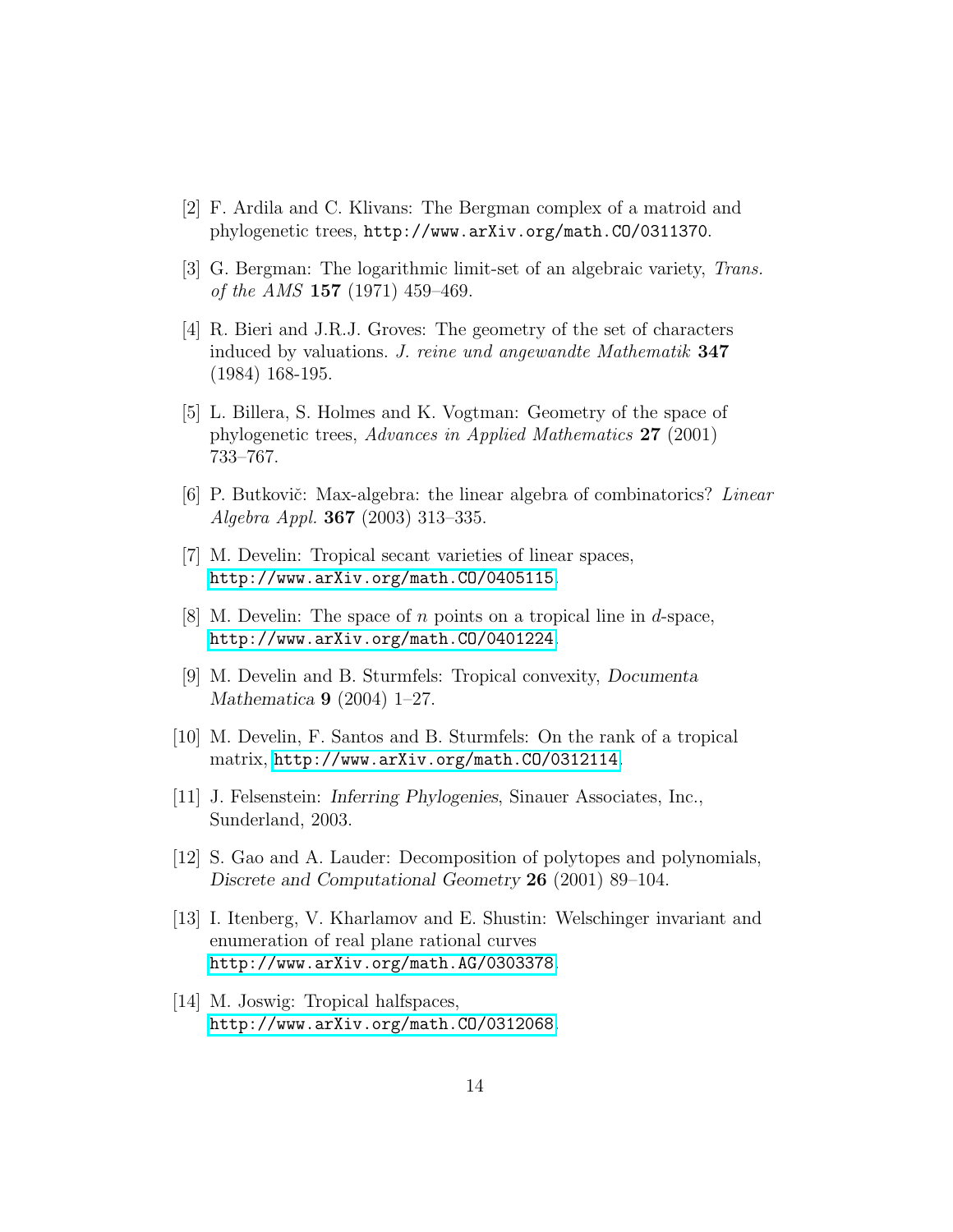[2] F. Ardila and C. Klivans: The Bergman complex of a matroid and phylogenetic trees, http://www.arXiv.org/math.CO/0311370.

[3] G. Bergman: The logarithmic limit-set of an algebraic variety, *Trans. of the AMS* **157** (1971) 459–469.

[4] R. Bieri and J.R.J. Groves: The geometry of the set of characters induced by valuations. *J. reine und angewandte Mathematik* **347** (1984) 168-195.

[5] L. Billera, S. Holmes and K. Vogtman: Geometry of the space of phylogenetic trees, *Advances in Applied Mathematics* **27** (2001) 733–767.

[6] P. Butkovič: Max-algebra: the linear algebra of combinatorics? *Linear Algebra Appl.* **367** (2003) 313–335.

[7] M. Develin: Tropical secant varieties of linear spaces, http://www.arXiv.org/math.CO/0405115.

[8] M. Develin: The space of $n$ points on a tropical line in $d$-space, http://www.arXiv.org/math.CO/0401224.

[9] M. Develin and B. Sturmfels: Tropical convexity, *Documenta Mathematica* **9** (2004) 1–27.

[10] M. Develin, F. Santos and B. Sturmfels: On the rank of a tropical matrix, http://www.arXiv.org/math.CO/0312114.

[11] J. Felsenstein: *Inferring Phylogenies*, Sinauer Associates, Inc., Sunderland, 2003.

[12] S. Gao and A. Lauder: Decomposition of polytopes and polynomials, *Discrete and Computational Geometry* **26** (2001) 89–104.

[13] I. Itenberg, V. Kharlamov and E. Shustin: Welschinger invariant and enumeration of real plane rational curves http://www.arXiv.org/math.AG/0303378.

[14] M. Joswig: Tropical halfspaces, http://www.arXiv.org/math.CO/0312068.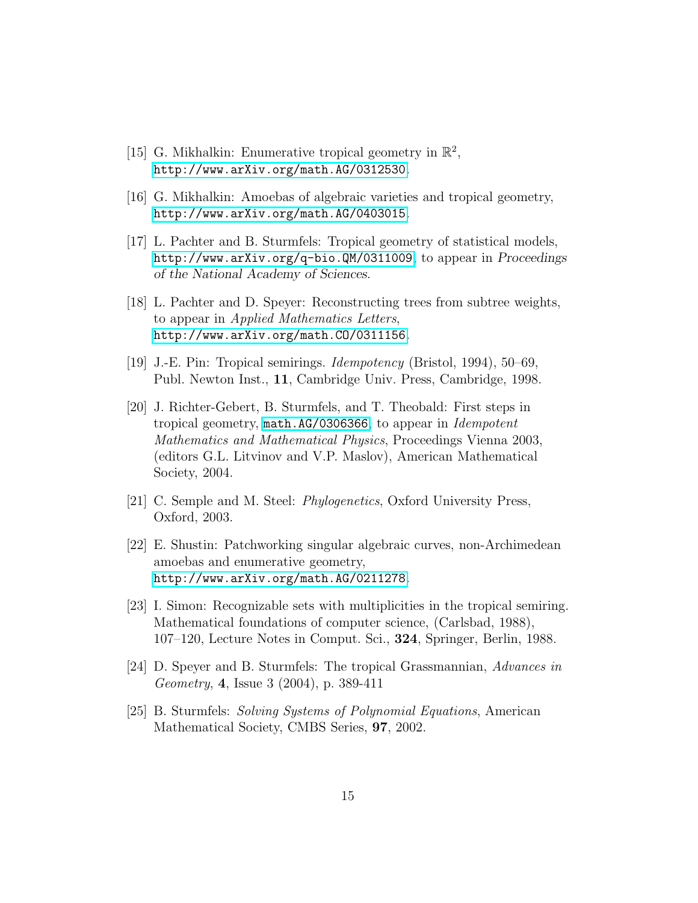[15] G. Mikhalkin: Enumerative tropical geometry in $\mathbb{R}^2$, http://www.arXiv.org/math.AG/0312530.

[16] G. Mikhalkin: Amoebas of algebraic varieties and tropical geometry, http://www.arXiv.org/math.AG/0403015.

[17] L. Pachter and B. Sturmfels: Tropical geometry of statistical models, http://www.arXiv.org/q-bio.QM/0311009, to appear in *Proceedings of the National Academy of Sciences*.

[18] L. Pachter and D. Speyer: Reconstructing trees from subtree weights, to appear in *Applied Mathematics Letters*, http://www.arXiv.org/math.CO/0311156.

[19] J.-E. Pin: Tropical semirings. *Idempotency* (Bristol, 1994), 50–69, Publ. Newton Inst., **11**, Cambridge Univ. Press, Cambridge, 1998.

[20] J. Richter-Gebert, B. Sturmfels, and T. Theobald: First steps in tropical geometry, math.AG/0306366, to appear in *Idempotent Mathematics and Mathematical Physics*, Proceedings Vienna 2003, (editors G.L. Litvinov and V.P. Maslov), American Mathematical Society, 2004.

[21] C. Semple and M. Steel: *Phylogenetics*, Oxford University Press, Oxford, 2003.

[22] E. Shustin: Patchworking singular algebraic curves, non-Archimedean amoebas and enumerative geometry, http://www.arXiv.org/math.AG/0211278.

[23] I. Simon: Recognizable sets with multiplicities in the tropical semiring. Mathematical foundations of computer science, (Carlsbad, 1988), 107–120, Lecture Notes in Comput. Sci., **324**, Springer, Berlin, 1988.

[24] D. Speyer and B. Sturmfels: The tropical Grassmannian, *Advances in Geometry*, **4**, Issue 3 (2004), p. 389-411

[25] B. Sturmfels: *Solving Systems of Polynomial Equations*, American Mathematical Society, CMBS Series, **97**, 2002.